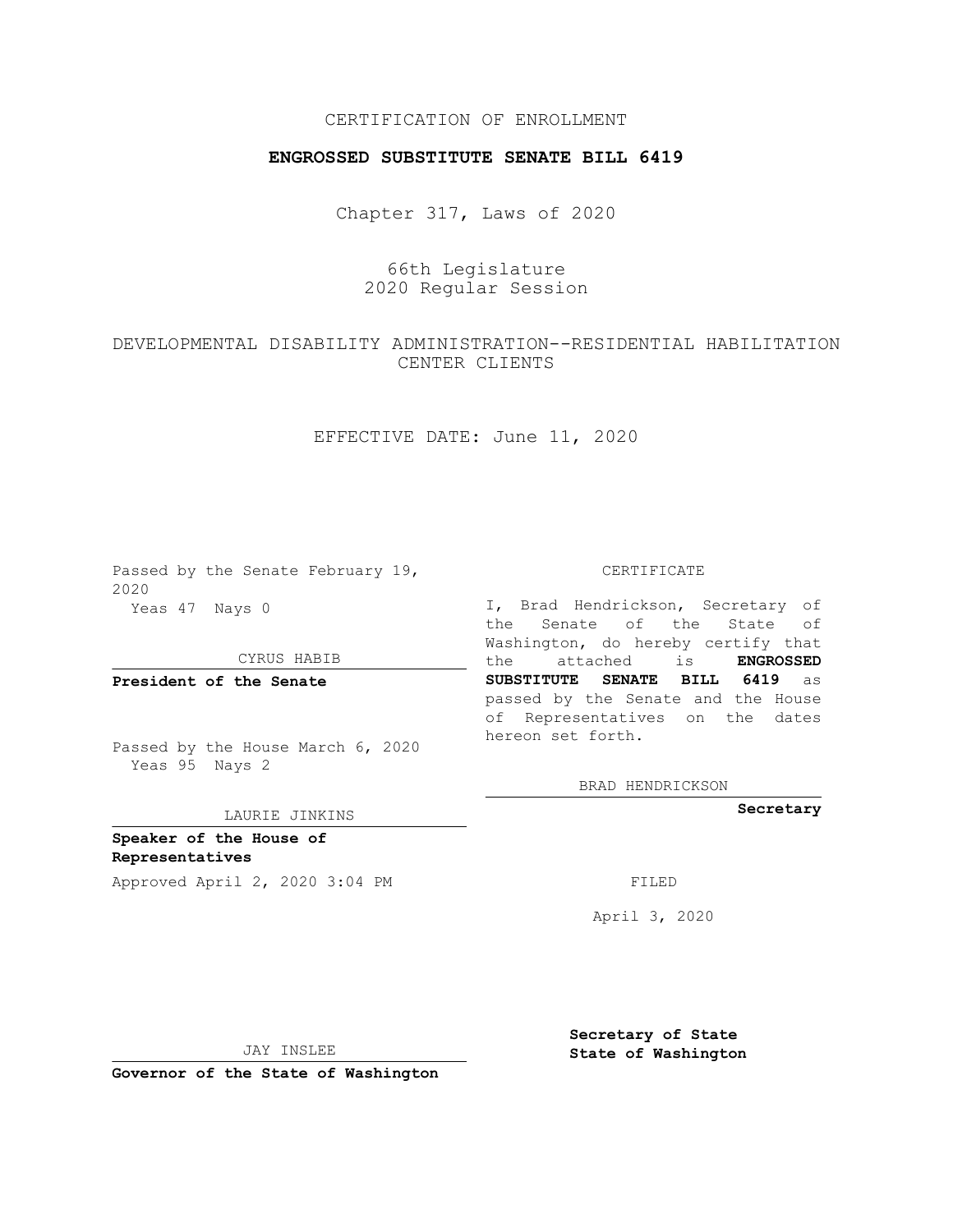CERTIFICATION OF ENROLLMENT

**ENGROSSED SUBSTITUTE SENATE BILL 6419**

Chapter 317, Laws of 2020

66th Legislature
2020 Regular Session

DEVELOPMENTAL DISABILITY ADMINISTRATION--RESIDENTIAL HABILITATION CENTER CLIENTS

EFFECTIVE DATE: June 11, 2020

Passed by the Senate February 19, 2020
Yeas 47 Nays 0

CYRUS HABIB

**President of the Senate**

Passed by the House March 6, 2020
Yeas 95 Nays 2

LAURIE JINKINS

**Speaker of the House of Representatives**

Approved April 2, 2020 3:04 PM

JAY INSLEE

**Governor of the State of Washington**

CERTIFICATE

I, Brad Hendrickson, Secretary of the Senate of the State of Washington, do hereby certify that the attached is **ENGROSSED SUBSTITUTE SENATE BILL 6419** as passed by the Senate and the House of Representatives on the dates hereon set forth.

BRAD HENDRICKSON

**Secretary**

FILED

April 3, 2020

**Secretary of State**
**State of Washington**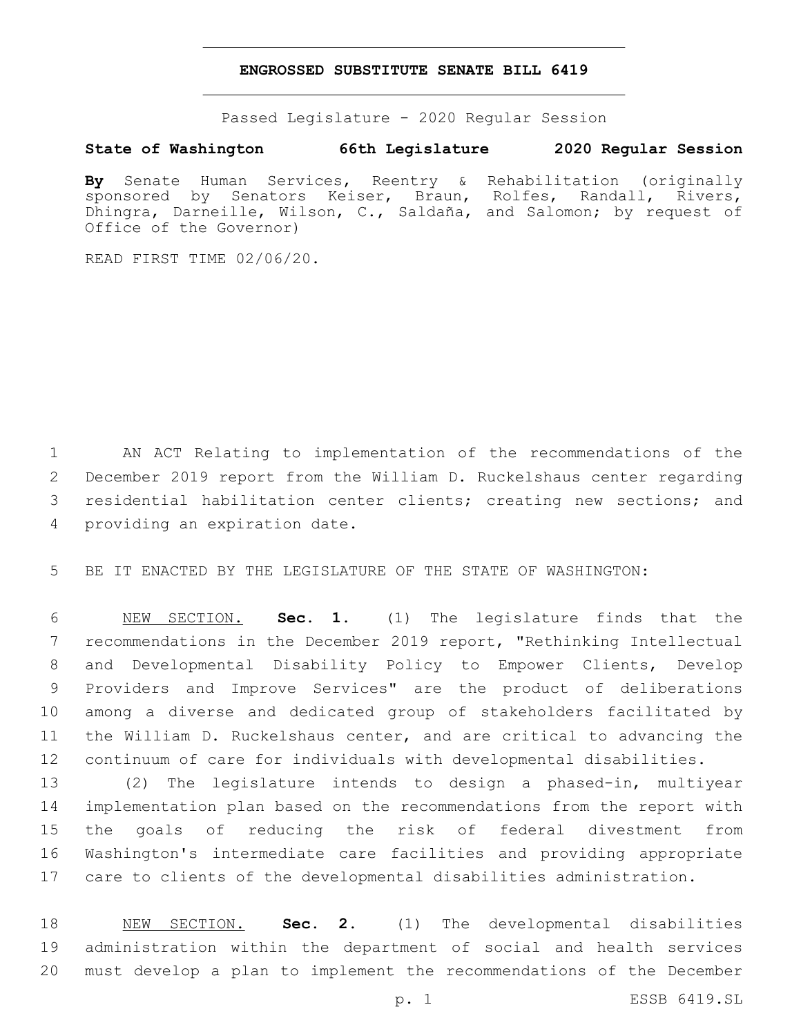# ENGROSSED SUBSTITUTE SENATE BILL 6419

Passed Legislature - 2020 Regular Session

**State of Washington 66th Legislature 2020 Regular Session**

**By** Senate Human Services, Reentry & Rehabilitation (originally sponsored by Senators Keiser, Braun, Rolfes, Randall, Rivers, Dhingra, Darneille, Wilson, C., Saldaña, and Salomon; by request of Office of the Governor)

READ FIRST TIME 02/06/20.

AN ACT Relating to implementation of the recommendations of the December 2019 report from the William D. Ruckelshaus center regarding residential habilitation center clients; creating new sections; and providing an expiration date.

BE IT ENACTED BY THE LEGISLATURE OF THE STATE OF WASHINGTON:

NEW SECTION. **Sec. 1.** (1) The legislature finds that the recommendations in the December 2019 report, "Rethinking Intellectual and Developmental Disability Policy to Empower Clients, Develop Providers and Improve Services" are the product of deliberations among a diverse and dedicated group of stakeholders facilitated by the William D. Ruckelshaus center, and are critical to advancing the continuum of care for individuals with developmental disabilities.

(2) The legislature intends to design a phased-in, multiyear implementation plan based on the recommendations from the report with the goals of reducing the risk of federal divestment from Washington's intermediate care facilities and providing appropriate care to clients of the developmental disabilities administration.

NEW SECTION. **Sec. 2.** (1) The developmental disabilities administration within the department of social and health services must develop a plan to implement the recommendations of the December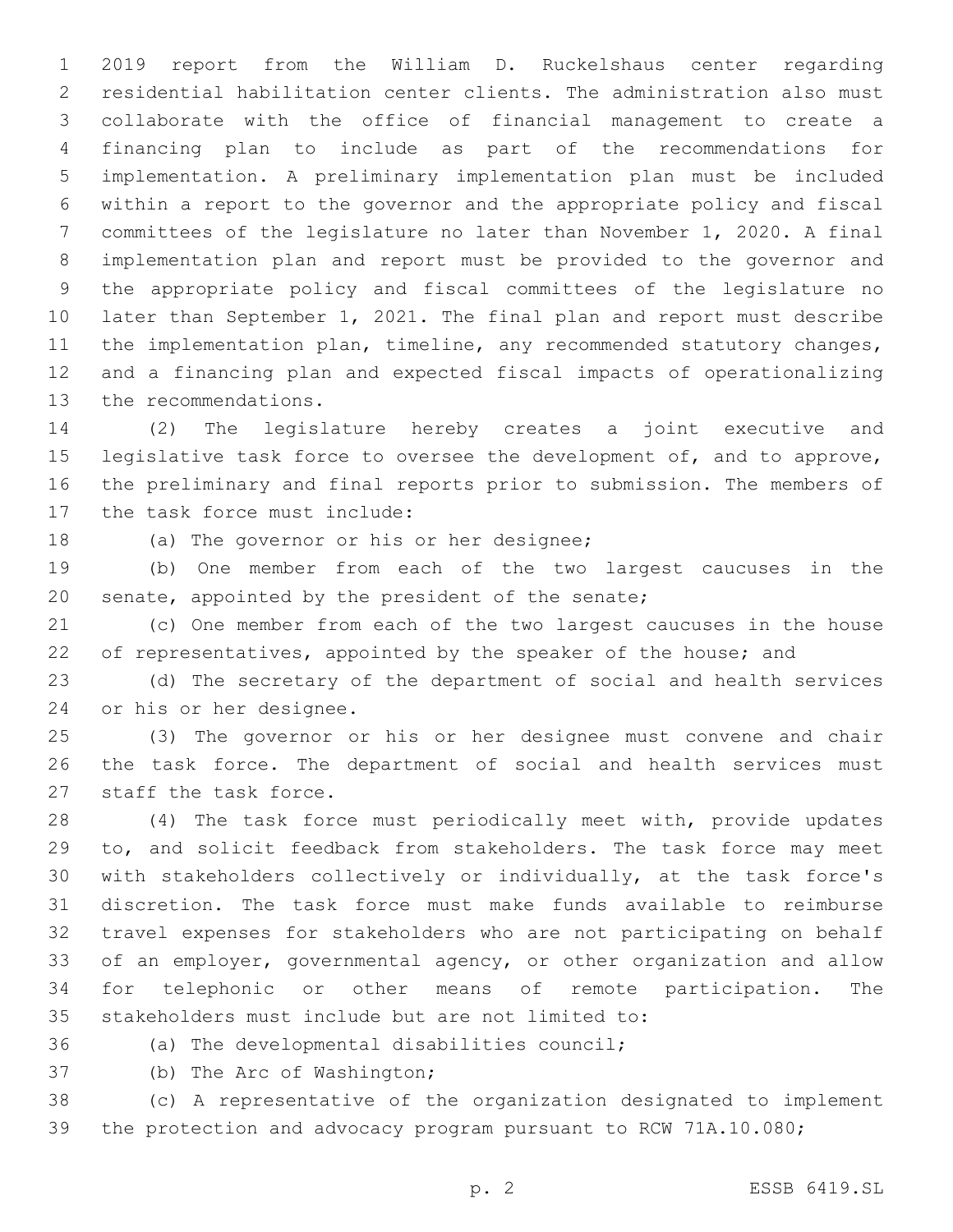2019 report from the William D. Ruckelshaus center regarding residential habilitation center clients. The administration also must collaborate with the office of financial management to create a financing plan to include as part of the recommendations for implementation. A preliminary implementation plan must be included within a report to the governor and the appropriate policy and fiscal committees of the legislature no later than November 1, 2020. A final implementation plan and report must be provided to the governor and the appropriate policy and fiscal committees of the legislature no later than September 1, 2021. The final plan and report must describe the implementation plan, timeline, any recommended statutory changes, and a financing plan and expected fiscal impacts of operationalizing the recommendations.

(2) The legislature hereby creates a joint executive and legislative task force to oversee the development of, and to approve, the preliminary and final reports prior to submission. The members of the task force must include:

(a) The governor or his or her designee;

(b) One member from each of the two largest caucuses in the senate, appointed by the president of the senate;

(c) One member from each of the two largest caucuses in the house of representatives, appointed by the speaker of the house; and

(d) The secretary of the department of social and health services or his or her designee.

(3) The governor or his or her designee must convene and chair the task force. The department of social and health services must staff the task force.

(4) The task force must periodically meet with, provide updates to, and solicit feedback from stakeholders. The task force may meet with stakeholders collectively or individually, at the task force's discretion. The task force must make funds available to reimburse travel expenses for stakeholders who are not participating on behalf of an employer, governmental agency, or other organization and allow for telephonic or other means of remote participation. The stakeholders must include but are not limited to:

(a) The developmental disabilities council;

(b) The Arc of Washington;

(c) A representative of the organization designated to implement the protection and advocacy program pursuant to RCW 71A.10.080;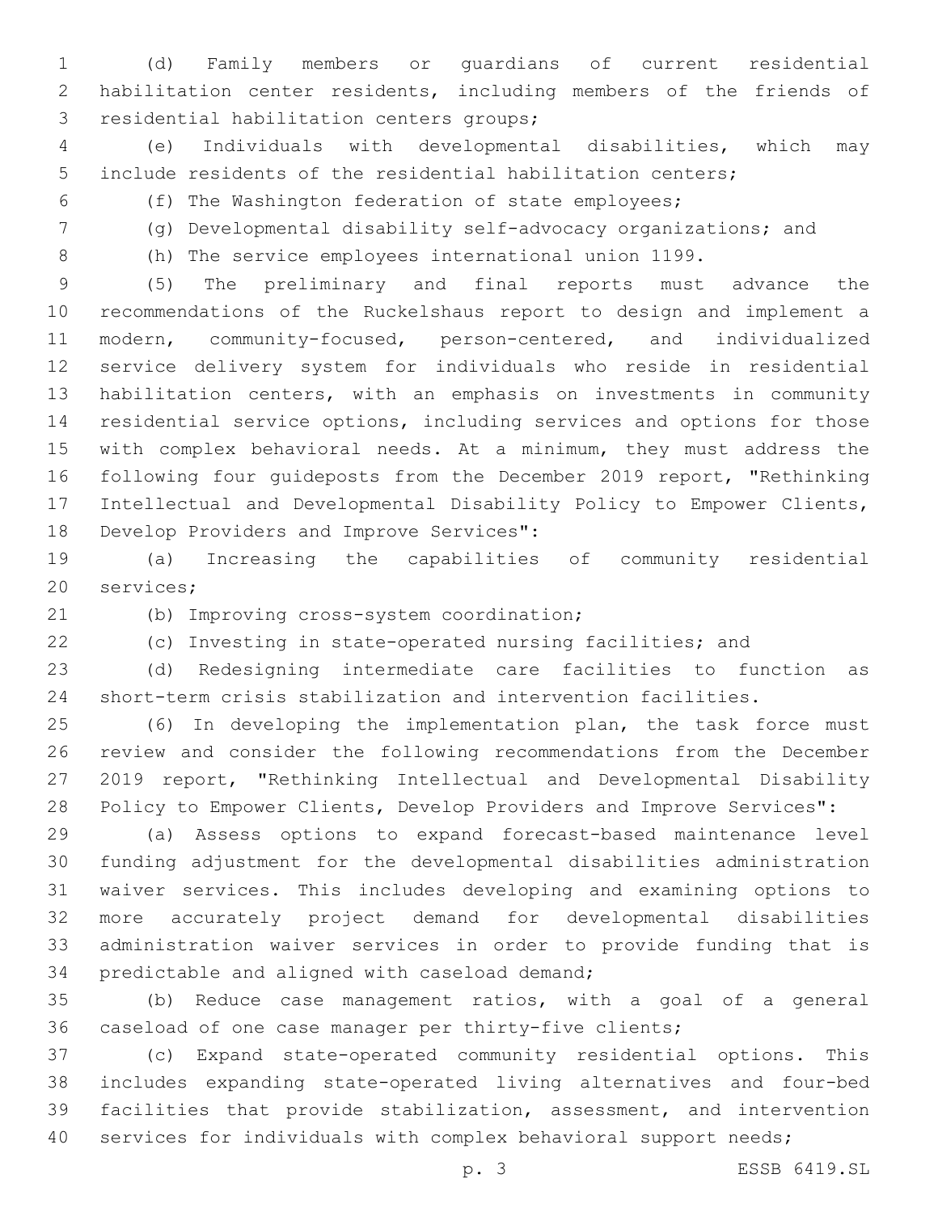(d) Family members or guardians of current residential habilitation center residents, including members of the friends of residential habilitation centers groups;

(e) Individuals with developmental disabilities, which may include residents of the residential habilitation centers;

(f) The Washington federation of state employees;

(g) Developmental disability self-advocacy organizations; and

(h) The service employees international union 1199.

(5) The preliminary and final reports must advance the recommendations of the Ruckelshaus report to design and implement a modern, community-focused, person-centered, and individualized service delivery system for individuals who reside in residential habilitation centers, with an emphasis on investments in community residential service options, including services and options for those with complex behavioral needs. At a minimum, they must address the following four guideposts from the December 2019 report, "Rethinking Intellectual and Developmental Disability Policy to Empower Clients, Develop Providers and Improve Services":

(a) Increasing the capabilities of community residential services;

(b) Improving cross-system coordination;

(c) Investing in state-operated nursing facilities; and

(d) Redesigning intermediate care facilities to function as short-term crisis stabilization and intervention facilities.

(6) In developing the implementation plan, the task force must review and consider the following recommendations from the December 2019 report, "Rethinking Intellectual and Developmental Disability Policy to Empower Clients, Develop Providers and Improve Services":

(a) Assess options to expand forecast-based maintenance level funding adjustment for the developmental disabilities administration waiver services. This includes developing and examining options to more accurately project demand for developmental disabilities administration waiver services in order to provide funding that is predictable and aligned with caseload demand;

(b) Reduce case management ratios, with a goal of a general caseload of one case manager per thirty-five clients;

(c) Expand state-operated community residential options. This includes expanding state-operated living alternatives and four-bed facilities that provide stabilization, assessment, and intervention services for individuals with complex behavioral support needs;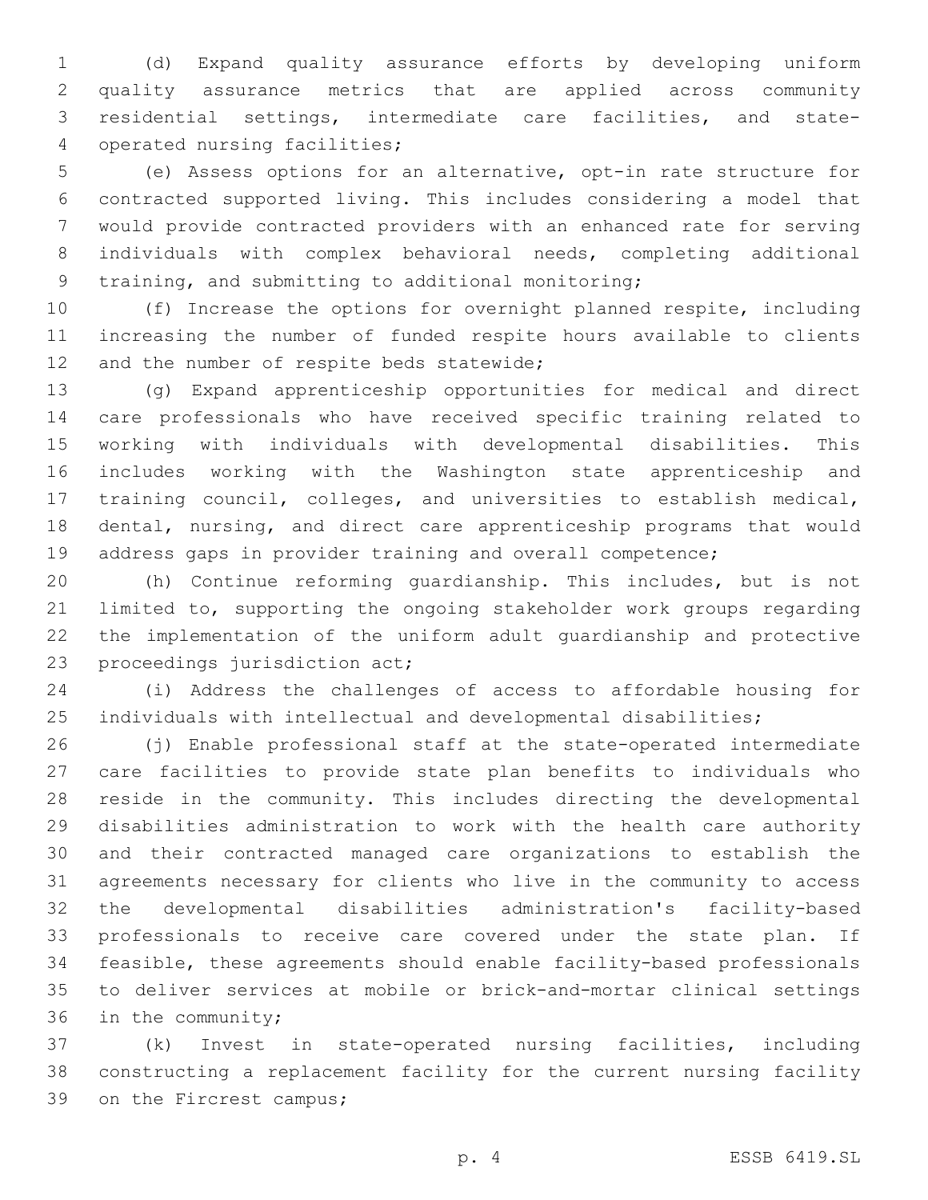(d) Expand quality assurance efforts by developing uniform quality assurance metrics that are applied across community residential settings, intermediate care facilities, and state-operated nursing facilities;

(e) Assess options for an alternative, opt-in rate structure for contracted supported living. This includes considering a model that would provide contracted providers with an enhanced rate for serving individuals with complex behavioral needs, completing additional training, and submitting to additional monitoring;

(f) Increase the options for overnight planned respite, including increasing the number of funded respite hours available to clients and the number of respite beds statewide;

(g) Expand apprenticeship opportunities for medical and direct care professionals who have received specific training related to working with individuals with developmental disabilities. This includes working with the Washington state apprenticeship and training council, colleges, and universities to establish medical, dental, nursing, and direct care apprenticeship programs that would address gaps in provider training and overall competence;

(h) Continue reforming guardianship. This includes, but is not limited to, supporting the ongoing stakeholder work groups regarding the implementation of the uniform adult guardianship and protective proceedings jurisdiction act;

(i) Address the challenges of access to affordable housing for individuals with intellectual and developmental disabilities;

(j) Enable professional staff at the state-operated intermediate care facilities to provide state plan benefits to individuals who reside in the community. This includes directing the developmental disabilities administration to work with the health care authority and their contracted managed care organizations to establish the agreements necessary for clients who live in the community to access the developmental disabilities administration's facility-based professionals to receive care covered under the state plan. If feasible, these agreements should enable facility-based professionals to deliver services at mobile or brick-and-mortar clinical settings in the community;

(k) Invest in state-operated nursing facilities, including constructing a replacement facility for the current nursing facility on the Fircrest campus;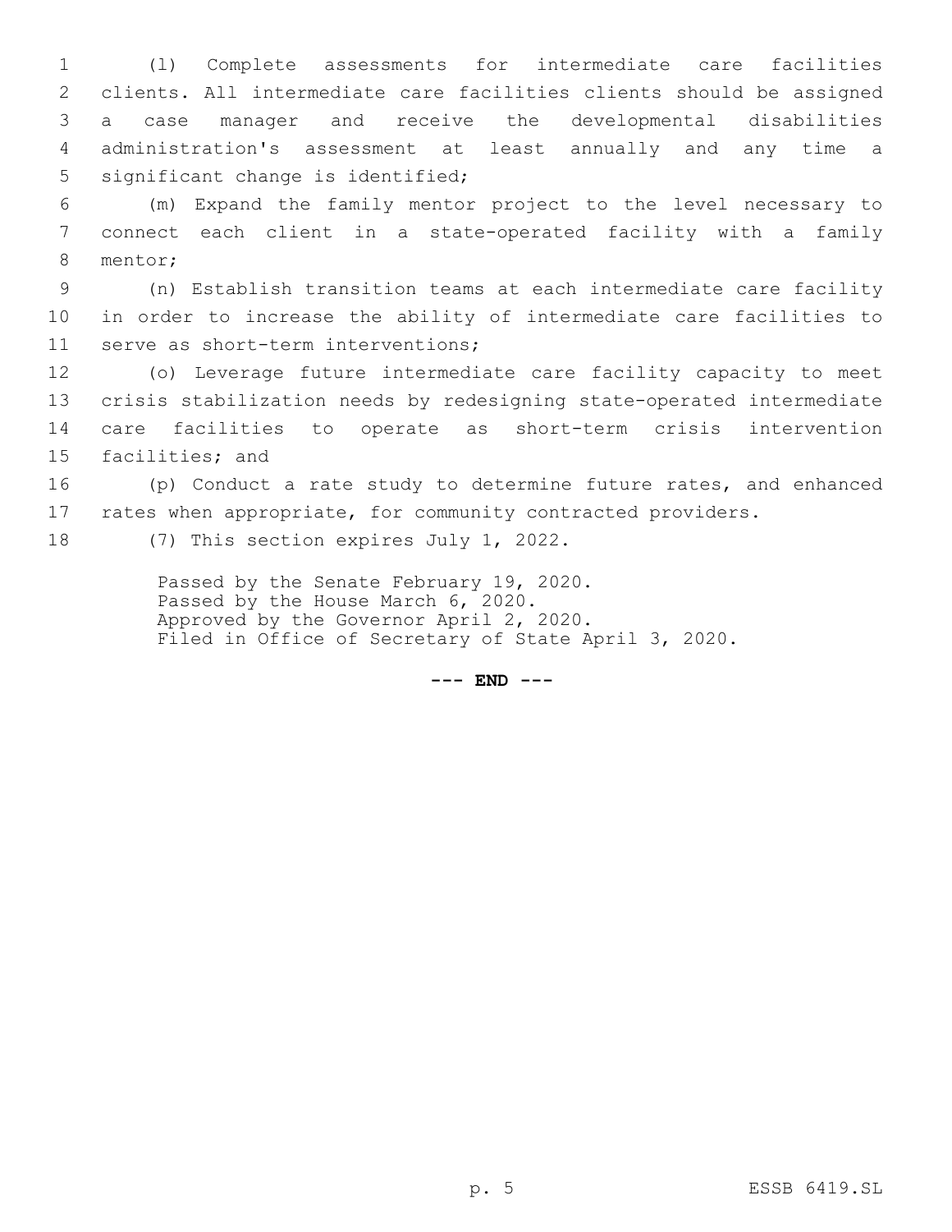(l) Complete assessments for intermediate care facilities clients. All intermediate care facilities clients should be assigned a case manager and receive the developmental disabilities administration's assessment at least annually and any time a significant change is identified;

(m) Expand the family mentor project to the level necessary to connect each client in a state-operated facility with a family mentor;

(n) Establish transition teams at each intermediate care facility in order to increase the ability of intermediate care facilities to serve as short-term interventions;

(o) Leverage future intermediate care facility capacity to meet crisis stabilization needs by redesigning state-operated intermediate care facilities to operate as short-term crisis intervention facilities; and

(p) Conduct a rate study to determine future rates, and enhanced rates when appropriate, for community contracted providers.

(7) This section expires July 1, 2022.

Passed by the Senate February 19, 2020.
Passed by the House March 6, 2020.
Approved by the Governor April 2, 2020.
Filed in Office of Secretary of State April 3, 2020.

**--- END ---**